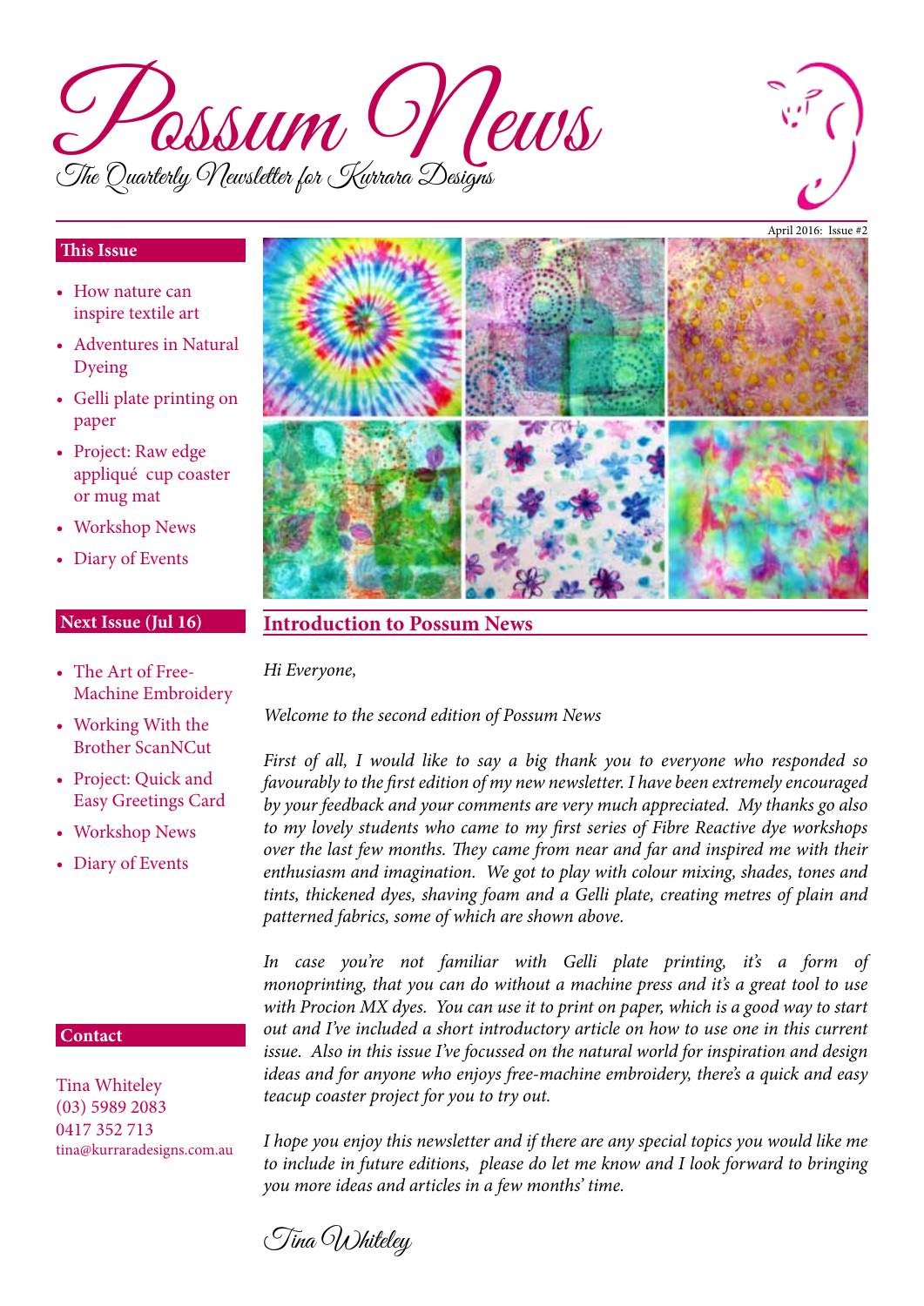# Possum News

*The Quarterly Newsletter for Kurrara Designs*

April 2016: Issue #2

**This Issue**

- How nature can inspire textile art
- Adventures in Natural Dyeing
- Gelli plate printing on paper
- Project: Raw edge appliqué cup coaster or mug mat
- Workshop News
- Diary of Events

**Next Issue (Jul 16)**

- The Art of Free-Machine Embroidery
- Working With the Brother ScanNCut
- Project: Quick and Easy Greetings Card
- Workshop News
- Diary of Events

**Contact**

Tina Whiteley
(03) 5989 2083
0417 352 713
tina@kurraradesigns.com.au

## Introduction to Possum News

*Hi Everyone,*

*Welcome to the second edition of Possum News*

*First of all, I would like to say a big thank you to everyone who responded so favourably to the first edition of my new newsletter. I have been extremely encouraged by your feedback and your comments are very much appreciated. My thanks go also to my lovely students who came to my first series of Fibre Reactive dye workshops over the last few months. They came from near and far and inspired me with their enthusiasm and imagination. We got to play with colour mixing, shades, tones and tints, thickened dyes, shaving foam and a Gelli plate, creating metres of plain and patterned fabrics, some of which are shown above.*

*In case you're not familiar with Gelli plate printing, it's a form of monoprinting, that you can do without a machine press and it's a great tool to use with Procion MX dyes. You can use it to print on paper, which is a good way to start out and I've included a short introductory article on how to use one in this current issue. Also in this issue I've focussed on the natural world for inspiration and design ideas and for anyone who enjoys free-machine embroidery, there's a quick and easy teacup coaster project for you to try out.*

*I hope you enjoy this newsletter and if there are any special topics you would like me to include in future editions, please do let me know and I look forward to bringing you more ideas and articles in a few months' time.*

*Tina Whiteley*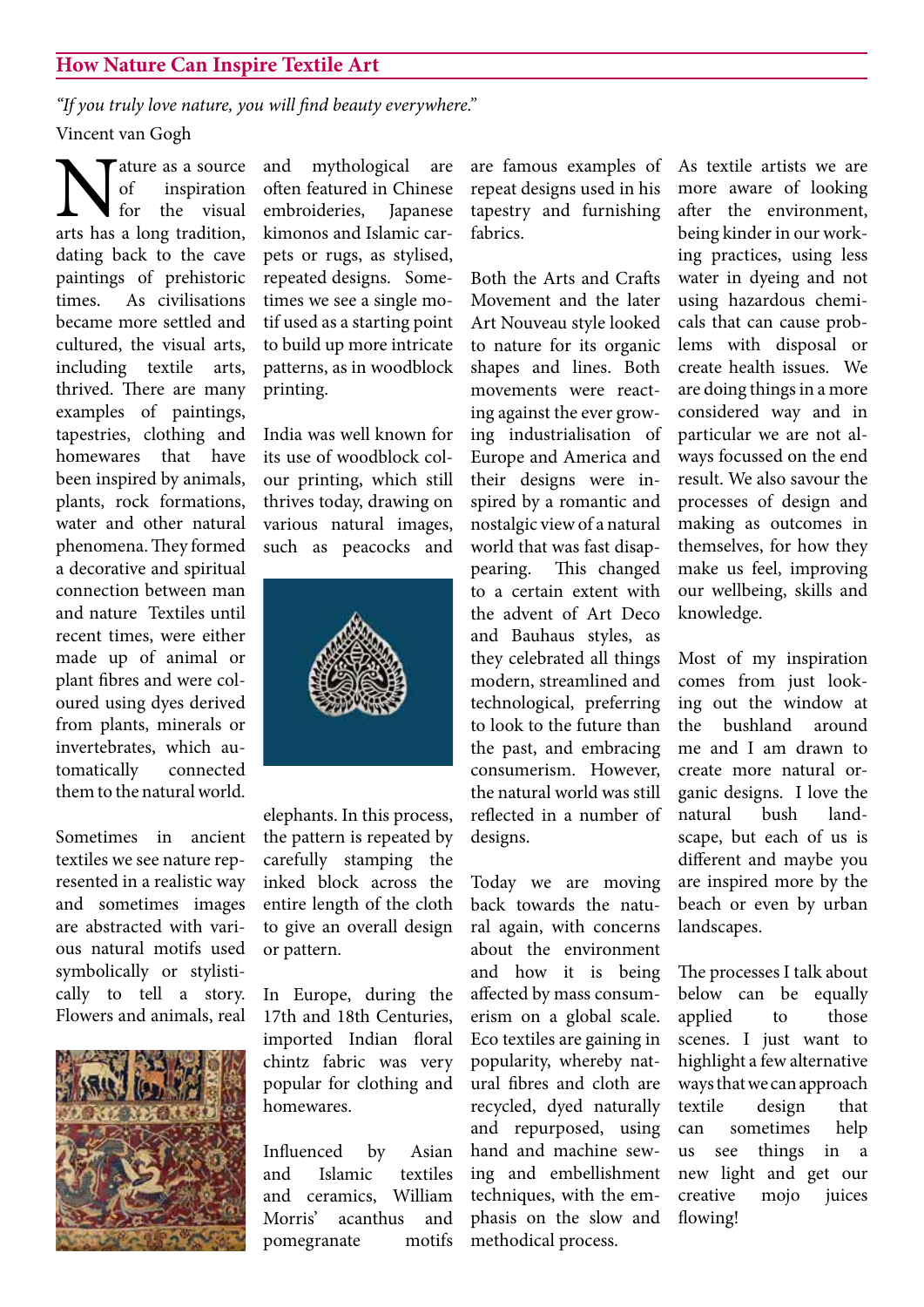## How Nature Can Inspire Textile Art

*"If you truly love nature, you will find beauty everywhere."*

Vincent van Gogh

Nature as a source of inspiration for the visual arts has a long tradition, dating back to the cave paintings of prehistoric times. As civilisations became more settled and cultured, the visual arts, including textile arts, thrived. There are many examples of paintings, tapestries, clothing and homewares that have been inspired by animals, plants, rock formations, water and other natural phenomena. They formed a decorative and spiritual connection between man and nature Textiles until recent times, were either made up of animal or plant fibres and were coloured using dyes derived from plants, minerals or invertebrates, which automatically connected them to the natural world.

Sometimes in ancient textiles we see nature represented in a realistic way and sometimes images are abstracted with various natural motifs used symbolically or stylistically to tell a story. Flowers and animals, real and mythological are often featured in Chinese embroideries, Japanese kimonos and Islamic carpets or rugs, as stylised, repeated designs. Sometimes we see a single motif used as a starting point to build up more intricate patterns, as in woodblock printing.

India was well known for its use of woodblock colour printing, which still thrives today, drawing on various natural images, such as peacocks and elephants. In this process, the pattern is repeated by carefully stamping the inked block across the entire length of the cloth to give an overall design or pattern.

In Europe, during the 17th and 18th Centuries, imported Indian floral chintz fabric was very popular for clothing and homewares.

Influenced by Asian and Islamic textiles and ceramics, William Morris' acanthus and pomegranate motifs are famous examples of repeat designs used in his tapestry and furnishing fabrics.

Both the Arts and Crafts Movement and the later Art Nouveau style looked to nature for its organic shapes and lines. Both movements were reacting against the ever growing industrialisation of Europe and America and their designs were inspired by a romantic and nostalgic view of a natural world that was fast disappearing. This changed to a certain extent with the advent of Art Deco and Bauhaus styles, as they celebrated all things modern, streamlined and technological, preferring to look to the future than the past, and embracing consumerism. However, the natural world was still reflected in a number of designs.

Today we are moving back towards the natural again, with concerns about the environment and how it is being affected by mass consumerism on a global scale. Eco textiles are gaining in popularity, whereby natural fibres and cloth are recycled, dyed naturally and repurposed, using hand and machine sewing and embellishment techniques, with the emphasis on the slow and methodical process.

As textile artists we are more aware of looking after the environment, being kinder in our working practices, using less water in dyeing and not using hazardous chemicals that can cause problems with disposal or create health issues. We are doing things in a more considered way and in particular we are not always focussed on the end result. We also savour the processes of design and making as outcomes in themselves, for how they make us feel, improving our wellbeing, skills and knowledge.

Most of my inspiration comes from just looking out the window at the bushland around me and I am drawn to create more natural organic designs. I love the natural bush landscape, but each of us is different and maybe you are inspired more by the beach or even by urban landscapes.

The processes I talk about below can be equally applied to those scenes. I just want to highlight a few alternative ways that we can approach textile design that can sometimes help us see things in a new light and get our creative mojo juices flowing!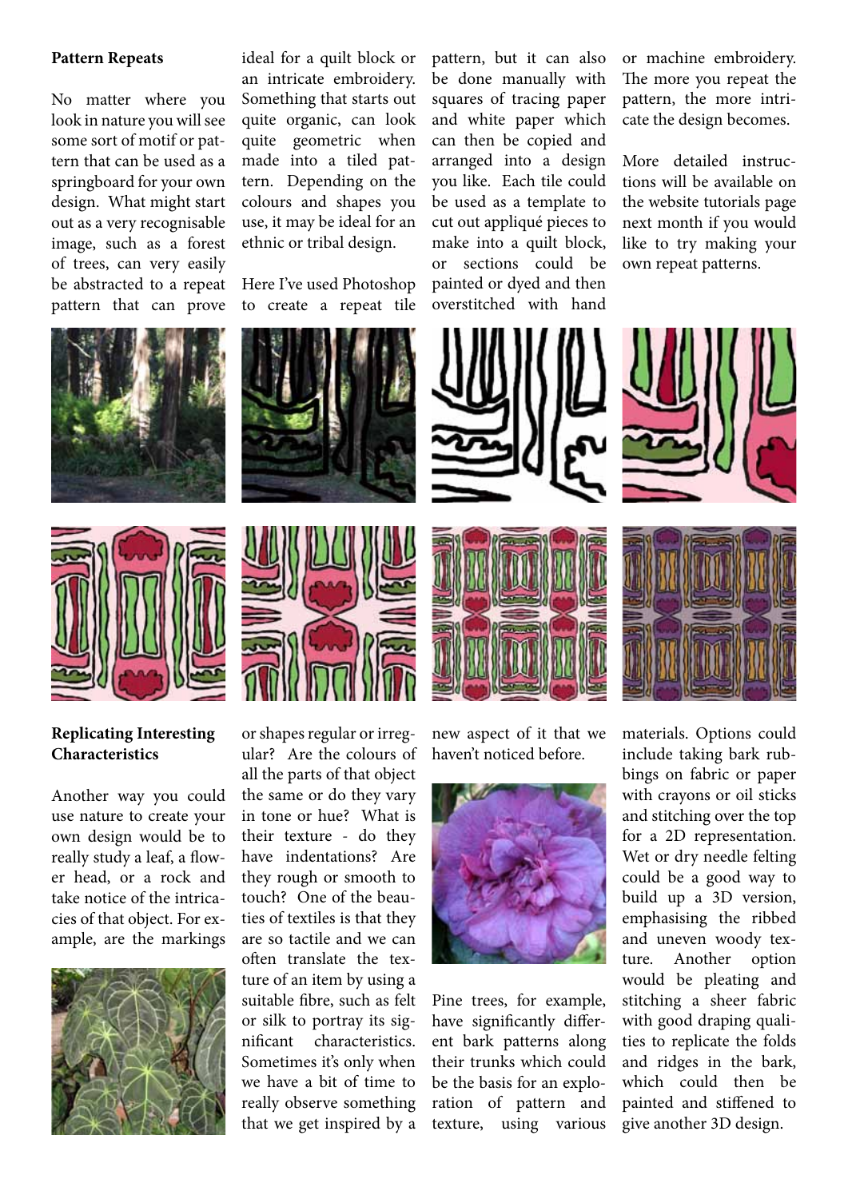## Pattern Repeats

No matter where you look in nature you will see some sort of motif or pattern that can be used as a springboard for your own design. What might start out as a very recognisable image, such as a forest of trees, can very easily be abstracted to a repeat pattern that can prove ideal for a quilt block or an intricate embroidery. Something that starts out quite organic, can look quite geometric when made into a tiled pattern. Depending on the colours and shapes you use, it may be ideal for an ethnic or tribal design.

Here I've used Photoshop to create a repeat tile pattern, but it can also be done manually with squares of tracing paper and white paper which can then be copied and arranged into a design you like. Each tile could be used as a template to cut out appliqué pieces to make into a quilt block, or sections could be painted or dyed and then overstitched with hand or machine embroidery. The more you repeat the pattern, the more intricate the design becomes.

More detailed instructions will be available on the website tutorials page next month if you would like to try making your own repeat patterns.

## Replicating Interesting Characteristics

Another way you could use nature to create your own design would be to really study a leaf, a flower head, or a rock and take notice of the intricacies of that object. For example, are the markings or shapes regular or irregular? Are the colours of all the parts of that object the same or do they vary in tone or hue? What is their texture - do they have indentations? Are they rough or smooth to touch? One of the beauties of textiles is that they are so tactile and we can often translate the texture of an item by using a suitable fibre, such as felt or silk to portray its significant characteristics. Sometimes it's only when we have a bit of time to really observe something that we get inspired by a new aspect of it that we haven't noticed before.

Pine trees, for example, have significantly different bark patterns along their trunks which could be the basis for an exploration of pattern and texture, using various materials. Options could include taking bark rubbings on fabric or paper with crayons or oil sticks and stitching over the top for a 2D representation. Wet or dry needle felting could be a good way to build up a 3D version, emphasising the ribbed and uneven woody texture. Another option would be pleating and stitching a sheer fabric with good draping qualities to replicate the folds and ridges in the bark, which could then be painted and stiffened to give another 3D design.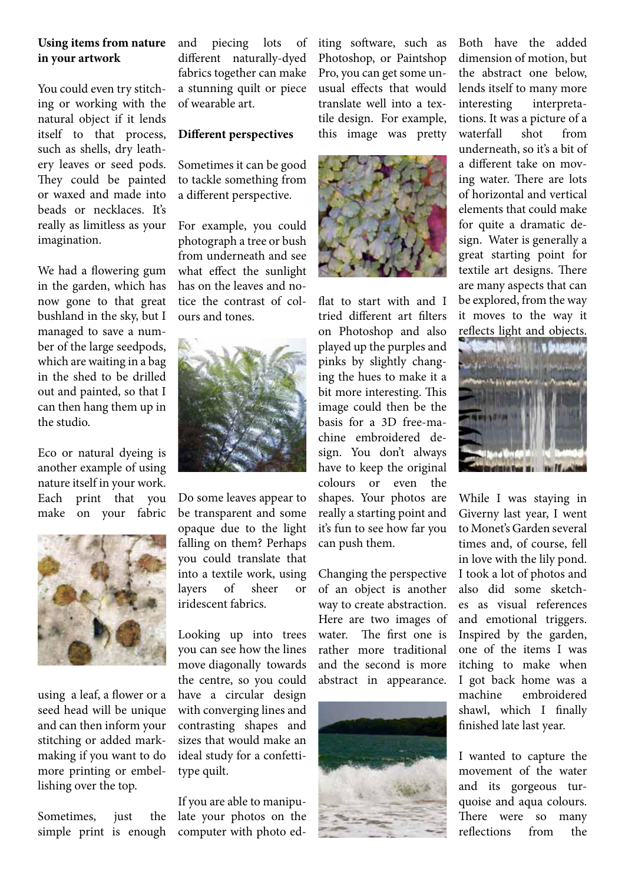**Using items from nature in your artwork**

You could even try stitching or working with the natural object if it lends itself to that process, such as shells, dry leathery leaves or seed pods. They could be painted or waxed and made into beads or necklaces. It's really as limitless as your imagination.

We had a flowering gum in the garden, which has now gone to that great bushland in the sky, but I managed to save a number of the large seedpods, which are waiting in a bag in the shed to be drilled out and painted, so that I can then hang them up in the studio.

Eco or natural dyeing is another example of using nature itself in your work. Each print that you make on your fabric using a leaf, a flower or a seed head will be unique and can then inform your stitching or added mark-making if you want to do more printing or embellishing over the top.

Sometimes, just the simple print is enough and piecing lots of different naturally-dyed fabrics together can make a stunning quilt or piece of wearable art.

**Different perspectives**

Sometimes it can be good to tackle something from a different perspective.

For example, you could photograph a tree or bush from underneath and see what effect the sunlight has on the leaves and notice the contrast of colours and tones.

Do some leaves appear to be transparent and some opaque due to the light falling on them? Perhaps you could translate that into a textile work, using layers of sheer or iridescent fabrics.

Looking up into trees you can see how the lines move diagonally towards the centre, so you could have a circular design with converging lines and contrasting shapes and sizes that would make an ideal study for a confetti-type quilt.

If you are able to manipulate your photos on the computer with photo editing software, such as Photoshop, or Paintshop Pro, you can get some unusual effects that would translate well into a textile design. For example, this image was pretty flat to start with and I tried different art filters on Photoshop and also played up the purples and pinks by slightly changing the hues to make it a bit more interesting. This image could then be the basis for a 3D free-machine embroidered design. You don't always have to keep the original colours or even the shapes. Your photos are really a starting point and it's fun to see how far you can push them.

Changing the perspective of an object is another way to create abstraction. Here are two images of water. The first one is rather more traditional and the second is more abstract in appearance. Both have the added dimension of motion, but the abstract one below, lends itself to many more interesting interpretations. It was a picture of a waterfall shot from underneath, so it's a bit of a different take on moving water. There are lots of horizontal and vertical elements that could make for quite a dramatic design. Water is generally a great starting point for textile art designs. There are many aspects that can be explored, from the way it moves to the way it reflects light and objects.

While I was staying in Giverny last year, I went to Monet's Garden several times and, of course, fell in love with the lily pond. I took a lot of photos and also did some sketches as visual references and emotional triggers. Inspired by the garden, one of the items I was itching to make when I got back home was a machine embroidered shawl, which I finally finished late last year.

I wanted to capture the movement of the water and its gorgeous turquoise and aqua colours. There were so many reflections from the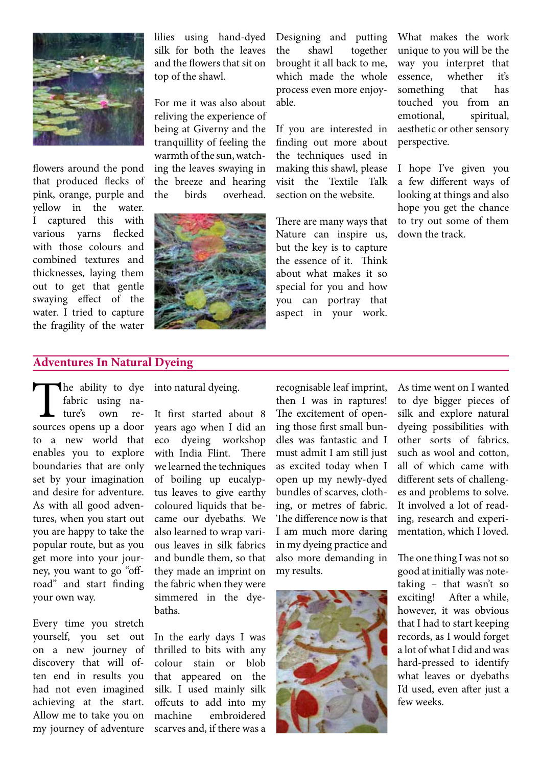flowers around the pond that produced flecks of pink, orange, purple and yellow in the water. I captured this with various yarns flecked with those colours and combined textures and thicknesses, laying them out to get that gentle swaying effect of the water. I tried to capture the fragility of the water lilies using hand-dyed silk for both the leaves and the flowers that sit on top of the shawl.

For me it was also about reliving the experience of being at Giverny and the tranquillity of feeling the warmth of the sun, watching the leaves swaying in the breeze and hearing the birds overhead.

Designing and putting the shawl together brought it all back to me, which made the whole process even more enjoyable.

If you are interested in finding out more about the techniques used in making this shawl, please visit the Textile Talk section on the website.

There are many ways that Nature can inspire us, but the key is to capture the essence of it. Think about what makes it so special for you and how you can portray that aspect in your work. What makes the work unique to you will be the way you interpret that essence, whether it's something that has touched you from an emotional, spiritual, aesthetic or other sensory perspective.

I hope I've given you a few different ways of looking at things and also hope you get the chance to try out some of them down the track.

## Adventures In Natural Dyeing

The ability to dye fabric using nature's own resources opens up a door to a new world that enables you to explore boundaries that are only set by your imagination and desire for adventure. As with all good adventures, when you start out you are happy to take the popular route, but as you get more into your journey, you want to go "off-road" and start finding your own way.

Every time you stretch yourself, you set out on a new journey of discovery that will often end in results you had not even imagined achieving at the start. Allow me to take you on my journey of adventure into natural dyeing.

It first started about 8 years ago when I did an eco dyeing workshop with India Flint. There we learned the techniques of boiling up eucalyptus leaves to give earthy coloured liquids that became our dyebaths. We also learned to wrap various leaves in silk fabrics and bundle them, so that they made an imprint on the fabric when they were simmered in the dyebaths.

In the early days I was thrilled to bits with any colour stain or blob that appeared on the silk. I used mainly silk offcuts to add into my machine embroidered scarves and, if there was a recognisable leaf imprint, then I was in raptures! The excitement of opening those first small bundles was fantastic and I must admit I am still just as excited today when I open up my newly-dyed bundles of scarves, clothing, or metres of fabric. The difference now is that I am much more daring in my dyeing practice and also more demanding in my results.

As time went on I wanted to dye bigger pieces of silk and explore natural dyeing possibilities with other sorts of fabrics, such as wool and cotton, all of which came with different sets of challenges and problems to solve. It involved a lot of reading, research and experimentation, which I loved.

The one thing I was not so good at initially was note-taking – that wasn't so exciting! After a while, however, it was obvious that I had to start keeping records, as I would forget a lot of what I did and was hard-pressed to identify what leaves or dyebaths I'd used, even after just a few weeks.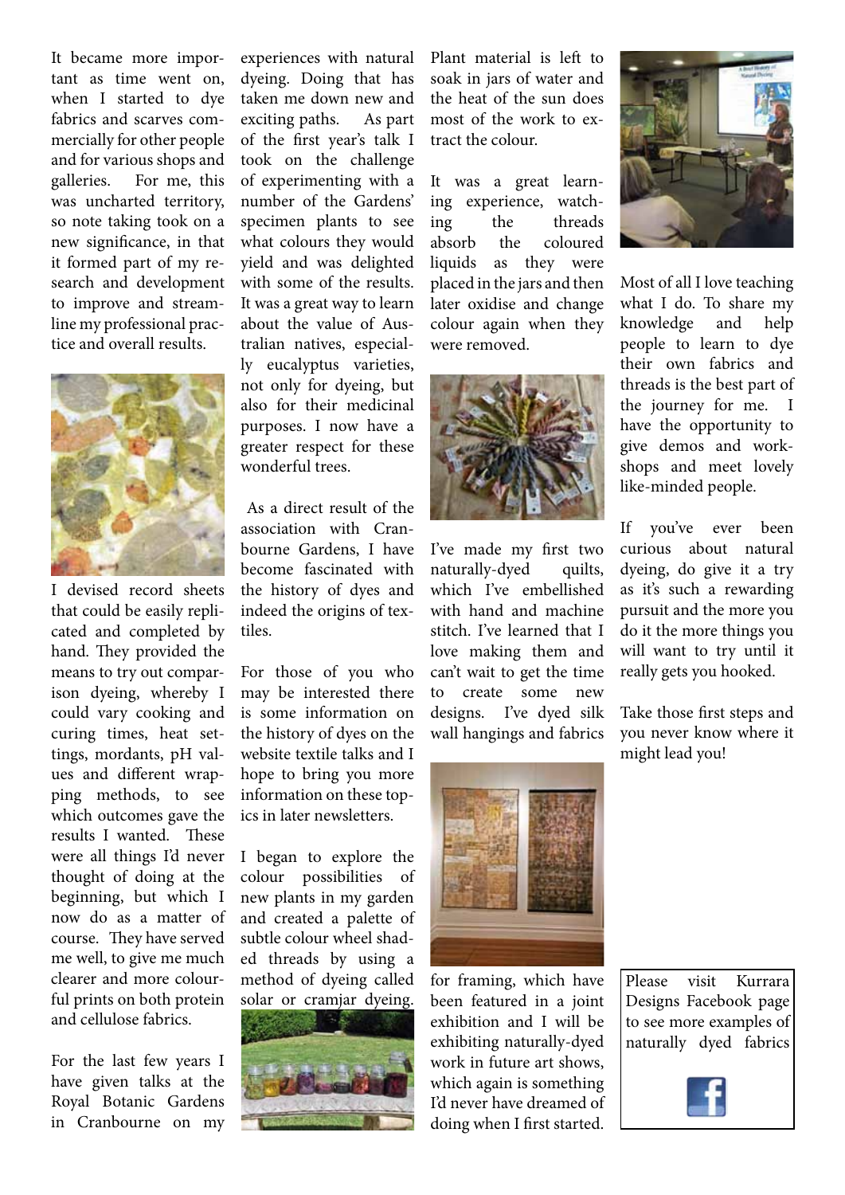It became more important as time went on, when I started to dye fabrics and scarves commercially for other people and for various shops and galleries. For me, this was uncharted territory, so note taking took on a new significance, in that it formed part of my research and development to improve and streamline my professional practice and overall results.

I devised record sheets that could be easily replicated and completed by hand. They provided the means to try out comparison dyeing, whereby I could vary cooking and curing times, heat settings, mordants, pH values and different wrapping methods, to see which outcomes gave the results I wanted. These were all things I'd never thought of doing at the beginning, but which I now do as a matter of course. They have served me well, to give me much clearer and more colourful prints on both protein and cellulose fabrics.

For the last few years I have given talks at the Royal Botanic Gardens in Cranbourne on my experiences with natural dyeing. Doing that has taken me down new and exciting paths. As part of the first year's talk I took on the challenge of experimenting with a number of the Gardens' specimen plants to see what colours they would yield and was delighted with some of the results. It was a great way to learn about the value of Australian natives, especially eucalyptus varieties, not only for dyeing, but also for their medicinal purposes. I now have a greater respect for these wonderful trees.

As a direct result of the association with Cranbourne Gardens, I have become fascinated with the history of dyes and indeed the origins of textiles.

For those of you who may be interested there is some information on the history of dyes on the website textile talks and I hope to bring you more information on these topics in later newsletters.

I began to explore the colour possibilities of new plants in my garden and created a palette of subtle colour wheel shaded threads by using a method of dyeing called solar or cramjar dyeing. Plant material is left to soak in jars of water and the heat of the sun does most of the work to extract the colour.

It was a great learning experience, watching the threads absorb the coloured liquids as they were placed in the jars and then later oxidise and change colour again when they were removed.

I've made my first two naturally-dyed quilts, which I've embellished with hand and machine stitch. I've learned that I love making them and can't wait to get the time to create some new designs. I've dyed silk wall hangings and fabrics for framing, which have been featured in a joint exhibition and I will be exhibiting naturally-dyed work in future art shows, which again is something I'd never have dreamed of doing when I first started.

Most of all I love teaching what I do. To share my knowledge and help people to learn to dye their own fabrics and threads is the best part of the journey for me. I have the opportunity to give demos and workshops and meet lovely like-minded people.

If you've ever been curious about natural dyeing, do give it a try as it's such a rewarding pursuit and the more you do it the more things you will want to try until it really gets you hooked.

Take those first steps and you never know where it might lead you!

Please visit Kurrara Designs Facebook page to see more examples of naturally dyed fabrics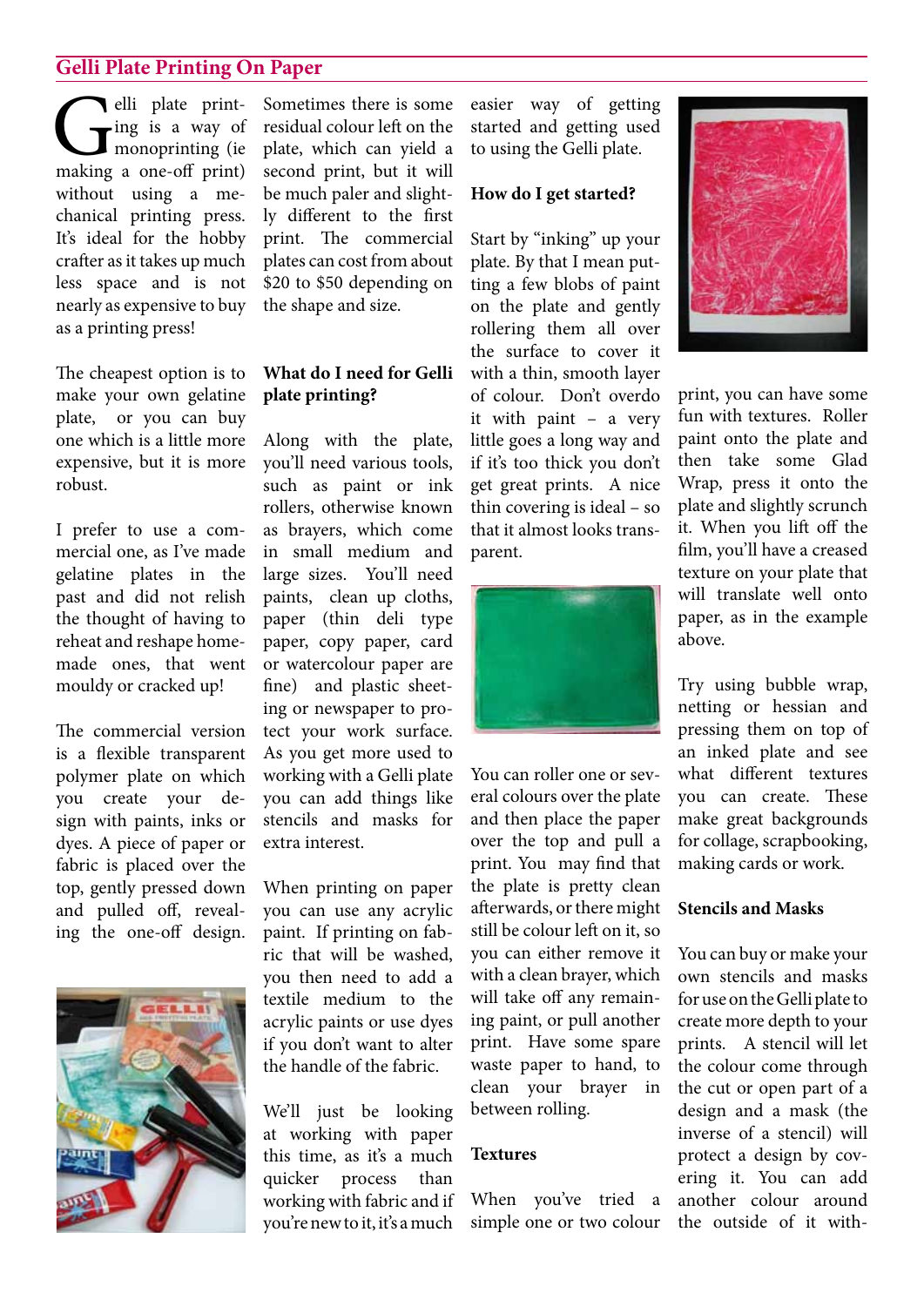## Gelli Plate Printing On Paper

Gelli plate printing is a way of monoprinting (ie making a one-off print) without using a mechanical printing press. It's ideal for the hobby crafter as it takes up much less space and is not nearly as expensive to buy as a printing press!

The cheapest option is to make your own gelatine plate, or you can buy one which is a little more expensive, but it is more robust.

I prefer to use a commercial one, as I've made gelatine plates in the past and did not relish the thought of having to reheat and reshape homemade ones, that went mouldy or cracked up!

The commercial version is a flexible transparent polymer plate on which you create your design with paints, inks or dyes. A piece of paper or fabric is placed over the top, gently pressed down and pulled off, revealing the one-off design.

Sometimes there is some residual colour left on the plate, which can yield a second print, but it will be much paler and slightly different to the first print. The commercial plates can cost from about $20 to $50 depending on the shape and size.

### What do I need for Gelli plate printing?

Along with the plate, you'll need various tools, such as paint or ink rollers, otherwise known as brayers, which come in small medium and large sizes. You'll need paints, clean up cloths, paper (thin deli type paper, copy paper, card or watercolour paper are fine) and plastic sheeting or newspaper to protect your work surface. As you get more used to working with a Gelli plate you can add things like stencils and masks for extra interest.

When printing on paper you can use any acrylic paint. If printing on fabric that will be washed, you then need to add a textile medium to the acrylic paints or use dyes if you don't want to alter the handle of the fabric.

We'll just be looking at working with paper this time, as it's a much quicker process than working with fabric and if you're new to it, it's a much easier way of getting started and getting used to using the Gelli plate.

### How do I get started?

Start by "inking" up your plate. By that I mean putting a few blobs of paint on the plate and gently rollering them all over the surface to cover it with a thin, smooth layer of colour. Don't overdo it with paint – a very little goes a long way and if it's too thick you don't get great prints. A nice thin covering is ideal – so that it almost looks transparent.

You can roller one or several colours over the plate and then place the paper over the top and pull a print. You may find that the plate is pretty clean afterwards, or there might still be colour left on it, so you can either remove it with a clean brayer, which will take off any remaining paint, or pull another print. Have some spare waste paper to hand, to clean your brayer in between rolling.

### Textures

When you've tried a simple one or two colour print, you can have some fun with textures. Roller paint onto the plate and then take some Glad Wrap, press it onto the plate and slightly scrunch it. When you lift off the film, you'll have a creased texture on your plate that will translate well onto paper, as in the example above.

Try using bubble wrap, netting or hessian and pressing them on top of an inked plate and see what different textures you can create. These make great backgrounds for collage, scrapbooking, making cards or work.

### Stencils and Masks

You can buy or make your own stencils and masks for use on the Gelli plate to create more depth to your prints. A stencil will let the colour come through the cut or open part of a design and a mask (the inverse of a stencil) will protect a design by covering it. You can add another colour around the outside of it with-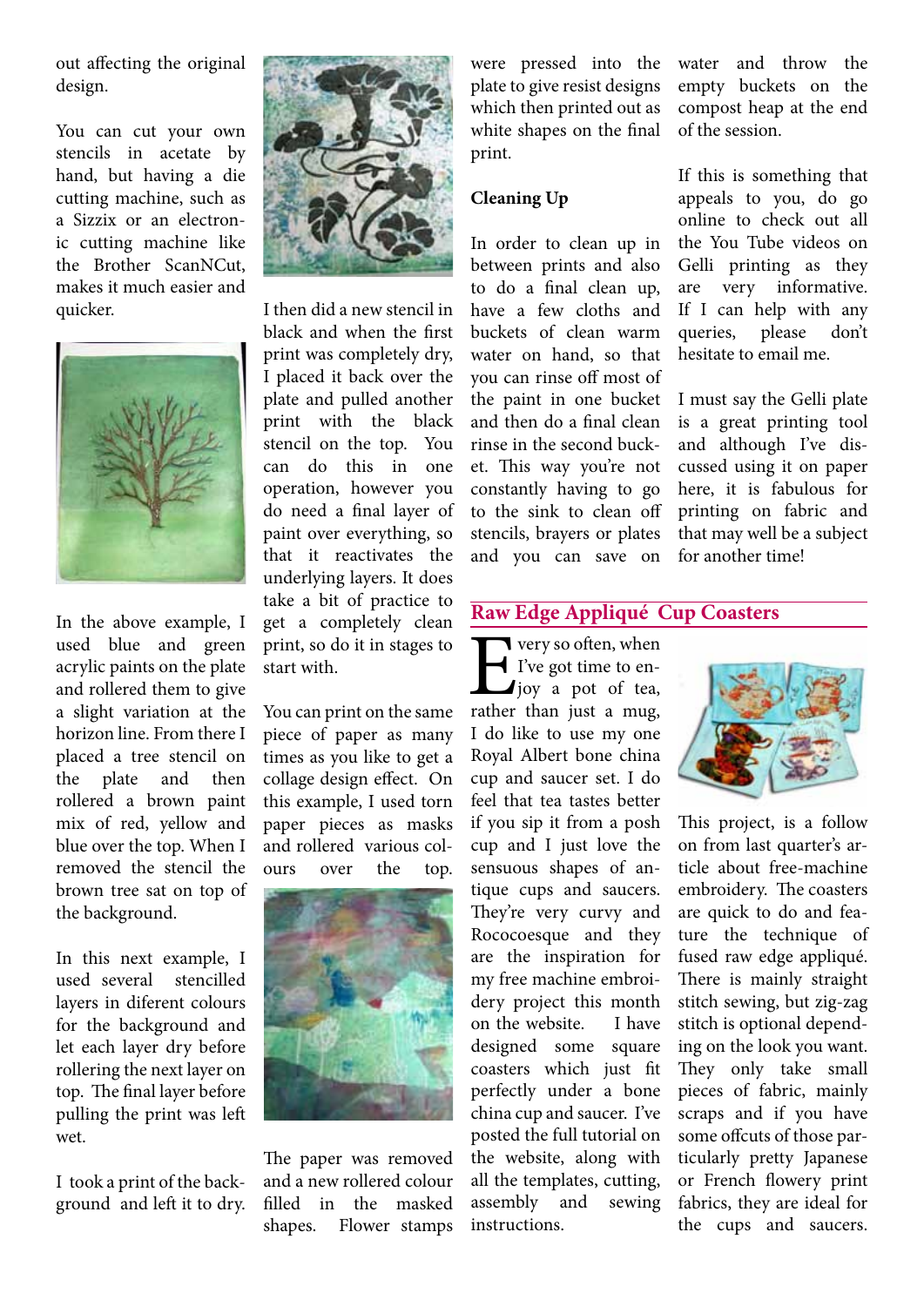out affecting the original design.

You can cut your own stencils in acetate by hand, but having a die cutting machine, such as a Sizzix or an electronic cutting machine like the Brother ScanNCut, makes it much easier and quicker.

In the above example, I used blue and green acrylic paints on the plate and rollered them to give a slight variation at the horizon line. From there I placed a tree stencil on the plate and then rollered a brown paint mix of red, yellow and blue over the top. When I removed the stencil the brown tree sat on top of the background.

In this next example, I used several stencilled layers in diferent colours for the background and let each layer dry before rollering the next layer on top. The final layer before pulling the print was left wet.

I took a print of the background and left it to dry. I then did a new stencil in black and when the first print was completely dry, I placed it back over the plate and pulled another print with the black stencil on the top. You can do this in one operation, however you do need a final layer of paint over everything, so that it reactivates the underlying layers. It does take a bit of practice to get a completely clean print, so do it in stages to start with.

You can print on the same piece of paper as many times as you like to get a collage design effect. On this example, I used torn paper pieces as masks and rollered various colours over the top.

The paper was removed and a new rollered colour filled in the masked shapes. Flower stamps were pressed into the plate to give resist designs which then printed out as white shapes on the final print.

**Cleaning Up**

In order to clean up in between prints and also to do a final clean up, have a few cloths and buckets of clean warm water on hand, so that you can rinse off most of the paint in one bucket and then do a final clean rinse in the second bucket. This way you're not constantly having to go to the sink to clean off stencils, brayers or plates and you can save on water and throw the empty buckets on the compost heap at the end of the session.

If this is something that appeals to you, do go online to check out all the You Tube videos on Gelli printing as they are very informative. If I can help with any queries, please don't hesitate to email me.

I must say the Gelli plate is a great printing tool and although I've discussed using it on paper here, it is fabulous for printing on fabric and that may well be a subject for another time!

## Raw Edge Appliqué Cup Coasters

Every so often, when I've got time to enjoy a pot of tea, rather than just a mug, I do like to use my one Royal Albert bone china cup and saucer set. I do feel that tea tastes better if you sip it from a posh cup and I just love the sensuous shapes of antique cups and saucers. They're very curvy and Rococoesque and they are the inspiration for my free machine embroidery project this month on the website. I have designed some square coasters which just fit perfectly under a bone china cup and saucer. I've posted the full tutorial on the website, along with all the templates, cutting, assembly and sewing instructions.

This project, is a follow on from last quarter's article about free-machine embroidery. The coasters are quick to do and feature the technique of fused raw edge appliqué. There is mainly straight stitch sewing, but zig-zag stitch is optional depending on the look you want. They only take small pieces of fabric, mainly scraps and if you have some offcuts of those particularly pretty Japanese or French flowery print fabrics, they are ideal for the cups and saucers.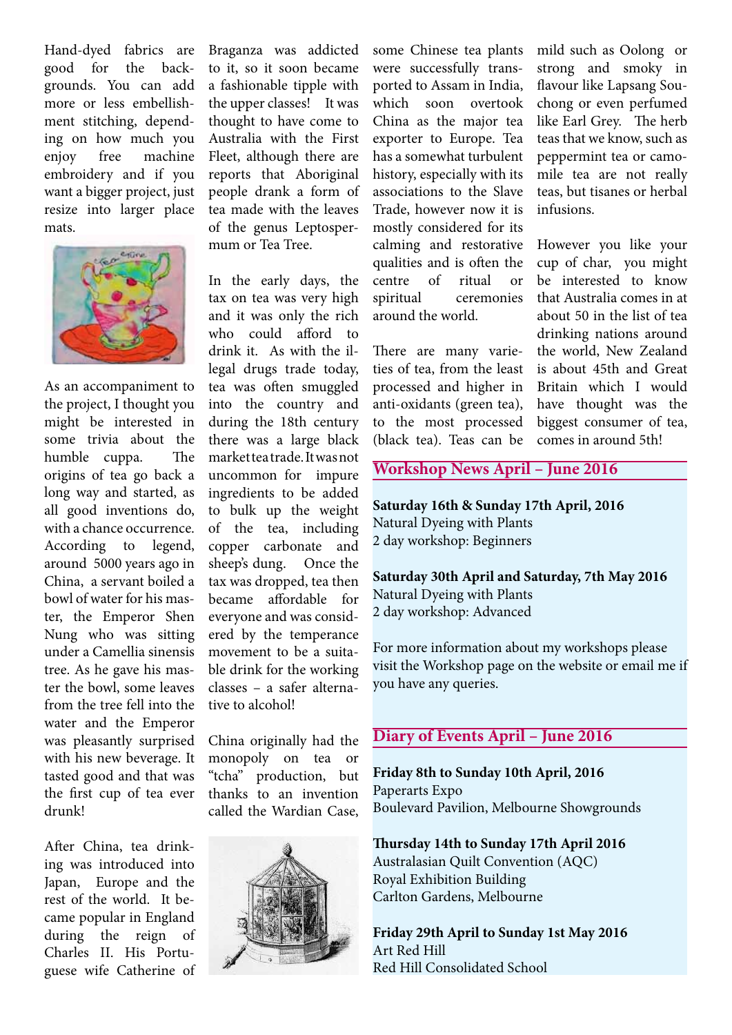Hand-dyed fabrics are good for the backgrounds. You can add more or less embellishment stitching, depending on how much you enjoy free machine embroidery and if you want a bigger project, just resize into larger place mats.

As an accompaniment to the project, I thought you might be interested in some trivia about the humble cuppa. The origins of tea go back a long way and started, as all good inventions do, with a chance occurrence. According to legend, around 5000 years ago in China, a servant boiled a bowl of water for his master, the Emperor Shen Nung who was sitting under a Camellia sinensis tree. As he gave his master the bowl, some leaves from the tree fell into the water and the Emperor was pleasantly surprised with his new beverage. It tasted good and that was the first cup of tea ever drunk!

After China, tea drinking was introduced into Japan, Europe and the rest of the world. It became popular in England during the reign of Charles II. His Portuguese wife Catherine of Braganza was addicted to it, so it soon became a fashionable tipple with the upper classes! It was thought to have come to Australia with the First Fleet, although there are reports that Aboriginal people drank a form of tea made with the leaves of the genus Leptospermum or Tea Tree.

In the early days, the tax on tea was very high and it was only the rich who could afford to drink it. As with the illegal drugs trade today, tea was often smuggled into the country and during the 18th century there was a large black market tea trade. It was not uncommon for impure ingredients to be added to bulk up the weight of the tea, including copper carbonate and sheep's dung. Once the tax was dropped, tea then became affordable for everyone and was considered by the temperance movement to be a suitable drink for the working classes – a safer alternative to alcohol!

China originally had the monopoly on tea or "tcha" production, but thanks to an invention called the Wardian Case, some Chinese tea plants were successfully transported to Assam in India, which soon overtook China as the major tea exporter to Europe. Tea has a somewhat turbulent history, especially with its associations to the Slave Trade, however now it is mostly considered for its calming and restorative qualities and is often the centre of ritual or spiritual ceremonies around the world.

There are many varieties of tea, from the least processed and higher in anti-oxidants (green tea), to the most processed (black tea). Teas can be mild such as Oolong or strong and smoky in flavour like Lapsang Souchong or even perfumed like Earl Grey. The herb teas that we know, such as peppermint tea or camomile tea are not really teas, but tisanes or herbal infusions.

However you like your cup of char, you might be interested to know that Australia comes in at about 50 in the list of tea drinking nations around the world, New Zealand is about 45th and Great Britain which I would have thought was the biggest consumer of tea, comes in around 5th!

## Workshop News April – June 2016

**Saturday 16th & Sunday 17th April, 2016**
Natural Dyeing with Plants
2 day workshop: Beginners

**Saturday 30th April and Saturday, 7th May 2016**
Natural Dyeing with Plants
2 day workshop: Advanced

For more information about my workshops please visit the Workshop page on the website or email me if you have any queries.

## Diary of Events April – June 2016

**Friday 8th to Sunday 10th April, 2016**
Paperarts Expo
Boulevard Pavilion, Melbourne Showgrounds

**Thursday 14th to Sunday 17th April 2016**
Australasian Quilt Convention (AQC)
Royal Exhibition Building
Carlton Gardens, Melbourne

**Friday 29th April to Sunday 1st May 2016**
Art Red Hill
Red Hill Consolidated School